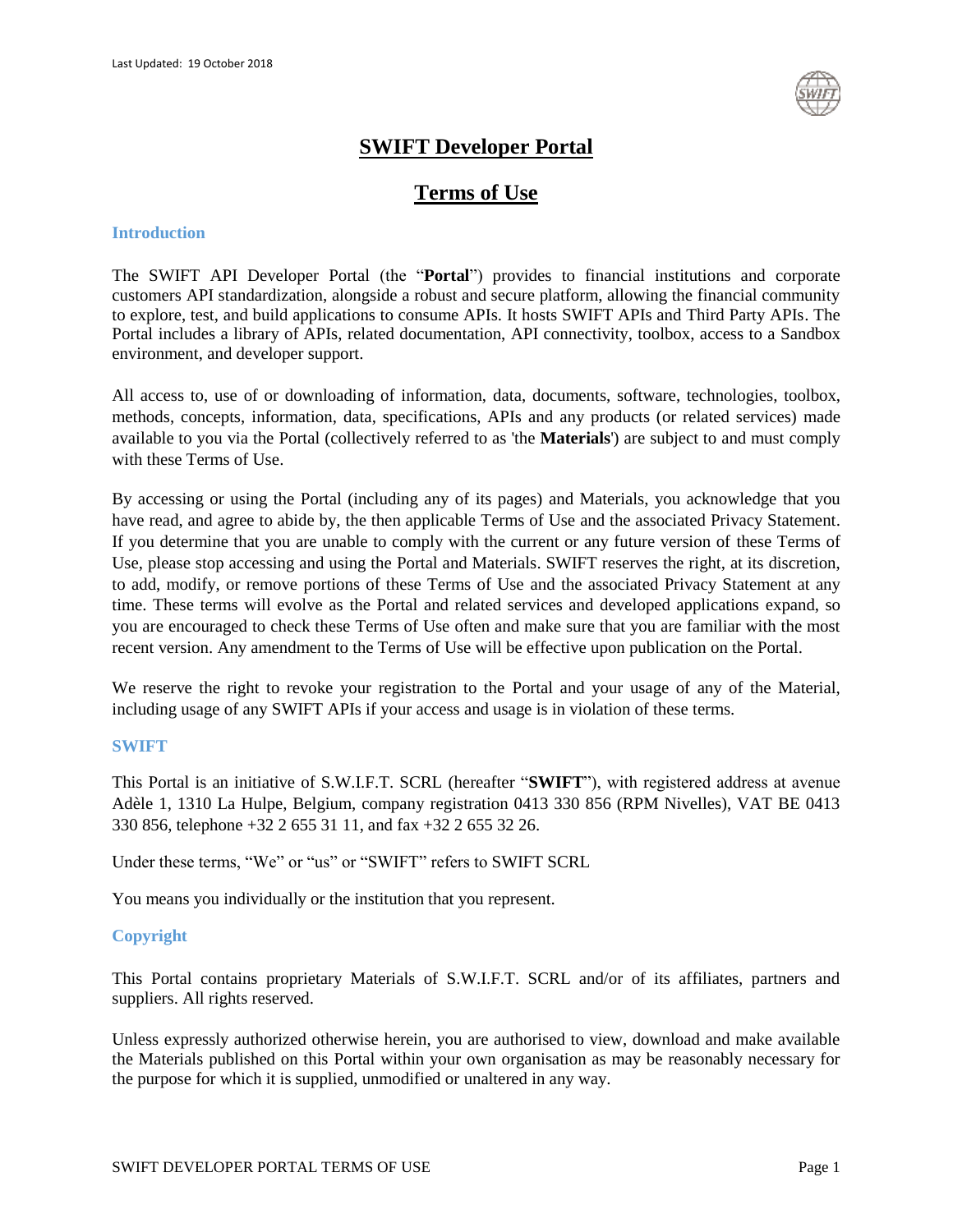Last Updated: 19 October 2018

# SWIFT Developer Portal

# Terms of Use

## Introduction

The SWIFT API Developer Portal (the "**Portal**") provides to financial institutions and corporate customers API standardization, alongside a robust and secure platform, allowing the financial community to explore, test, and build applications to consume APIs. It hosts SWIFT APIs and Third Party APIs. The Portal includes a library of APIs, related documentation, API connectivity, toolbox, access to a Sandbox environment, and developer support.

All access to, use of or downloading of information, data, documents, software, technologies, toolbox, methods, concepts, information, data, specifications, APIs and any products (or related services) made available to you via the Portal (collectively referred to as 'the **Materials**') are subject to and must comply with these Terms of Use.

By accessing or using the Portal (including any of its pages) and Materials, you acknowledge that you have read, and agree to abide by, the then applicable Terms of Use and the associated Privacy Statement. If you determine that you are unable to comply with the current or any future version of these Terms of Use, please stop accessing and using the Portal and Materials. SWIFT reserves the right, at its discretion, to add, modify, or remove portions of these Terms of Use and the associated Privacy Statement at any time. These terms will evolve as the Portal and related services and developed applications expand, so you are encouraged to check these Terms of Use often and make sure that you are familiar with the most recent version. Any amendment to the Terms of Use will be effective upon publication on the Portal.

We reserve the right to revoke your registration to the Portal and your usage of any of the Material, including usage of any SWIFT APIs if your access and usage is in violation of these terms.

## SWIFT

This Portal is an initiative of S.W.I.F.T. SCRL (hereafter "**SWIFT**"), with registered address at avenue Adèle 1, 1310 La Hulpe, Belgium, company registration 0413 330 856 (RPM Nivelles), VAT BE 0413 330 856, telephone +32 2 655 31 11, and fax +32 2 655 32 26.

Under these terms, "We" or "us" or "SWIFT" refers to SWIFT SCRL

You means you individually or the institution that you represent.

## Copyright

This Portal contains proprietary Materials of S.W.I.F.T. SCRL and/or of its affiliates, partners and suppliers. All rights reserved.

Unless expressly authorized otherwise herein, you are authorised to view, download and make available the Materials published on this Portal within your own organisation as may be reasonably necessary for the purpose for which it is supplied, unmodified or unaltered in any way.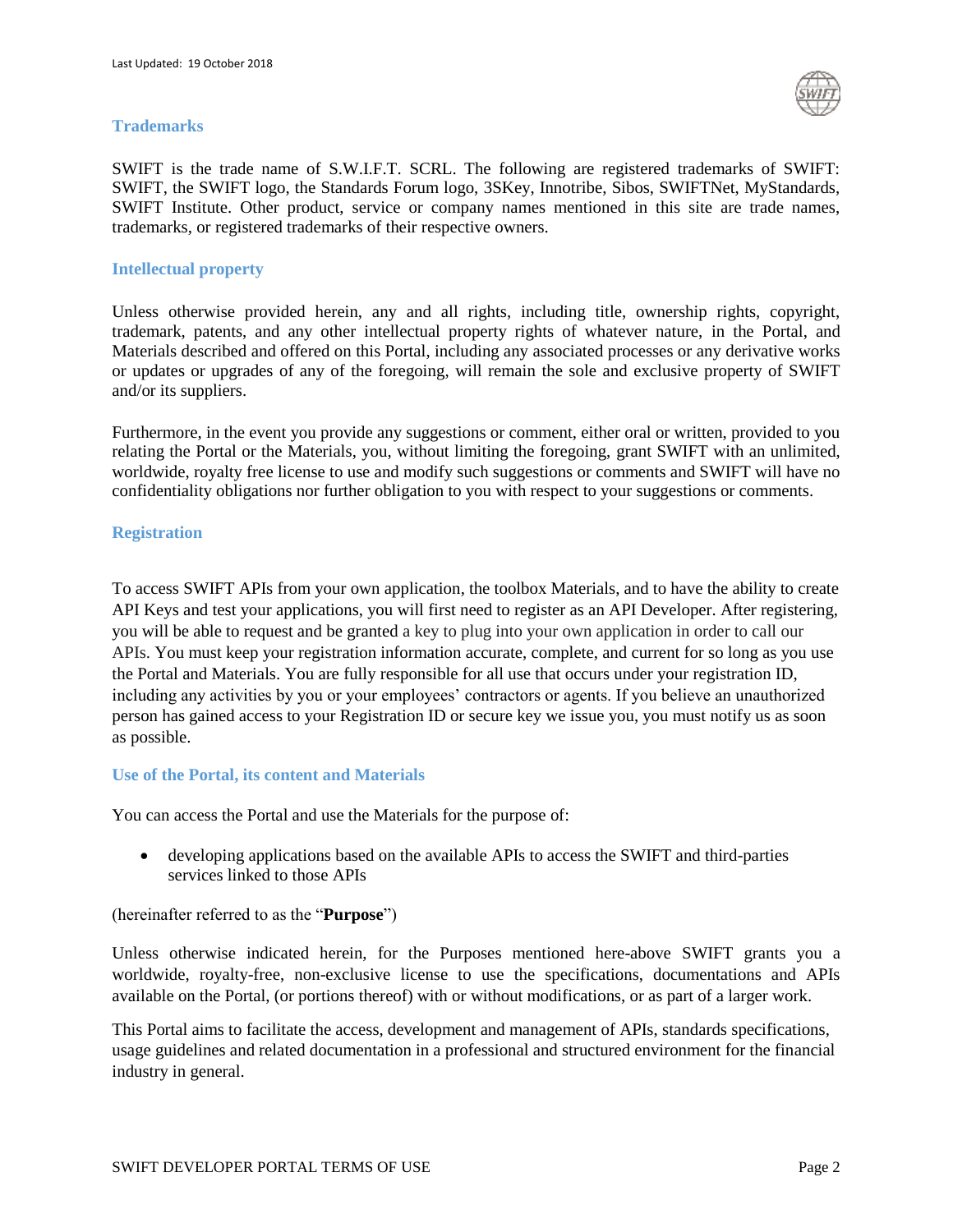## Trademarks

SWIFT is the trade name of S.W.I.F.T. SCRL. The following are registered trademarks of SWIFT: SWIFT, the SWIFT logo, the Standards Forum logo, 3SKey, Innotribe, Sibos, SWIFTNet, MyStandards, SWIFT Institute. Other product, service or company names mentioned in this site are trade names, trademarks, or registered trademarks of their respective owners.

## Intellectual property

Unless otherwise provided herein, any and all rights, including title, ownership rights, copyright, trademark, patents, and any other intellectual property rights of whatever nature, in the Portal, and Materials described and offered on this Portal, including any associated processes or any derivative works or updates or upgrades of any of the foregoing, will remain the sole and exclusive property of SWIFT and/or its suppliers.

Furthermore, in the event you provide any suggestions or comment, either oral or written, provided to you relating the Portal or the Materials, you, without limiting the foregoing, grant SWIFT with an unlimited, worldwide, royalty free license to use and modify such suggestions or comments and SWIFT will have no confidentiality obligations nor further obligation to you with respect to your suggestions or comments.

## Registration

To access SWIFT APIs from your own application, the toolbox Materials, and to have the ability to create API Keys and test your applications, you will first need to register as an API Developer. After registering, you will be able to request and be granted a key to plug into your own application in order to call our APIs. You must keep your registration information accurate, complete, and current for so long as you use the Portal and Materials. You are fully responsible for all use that occurs under your registration ID, including any activities by you or your employees' contractors or agents. If you believe an unauthorized person has gained access to your Registration ID or secure key we issue you, you must notify us as soon as possible.

## Use of the Portal, its content and Materials

You can access the Portal and use the Materials for the purpose of:

- developing applications based on the available APIs to access the SWIFT and third-parties services linked to those APIs

(hereinafter referred to as the "**Purpose**")

Unless otherwise indicated herein, for the Purposes mentioned here-above SWIFT grants you a worldwide, royalty-free, non-exclusive license to use the specifications, documentations and APIs available on the Portal, (or portions thereof) with or without modifications, or as part of a larger work.

This Portal aims to facilitate the access, development and management of APIs, standards specifications, usage guidelines and related documentation in a professional and structured environment for the financial industry in general.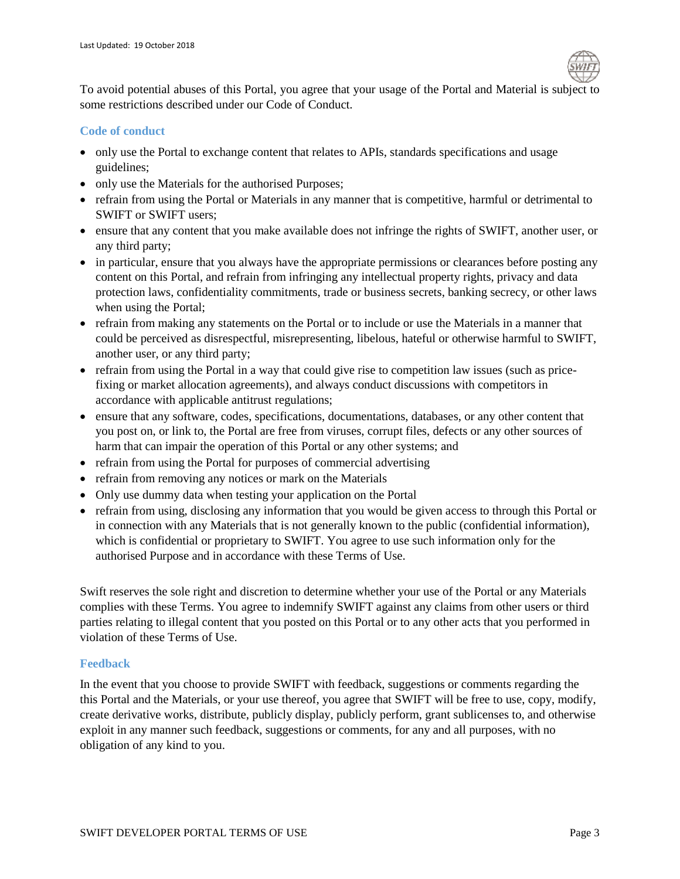To avoid potential abuses of this Portal, you agree that your usage of the Portal and Material is subject to some restrictions described under our Code of Conduct.

### Code of conduct

- only use the Portal to exchange content that relates to APIs, standards specifications and usage guidelines;
- only use the Materials for the authorised Purposes;
- refrain from using the Portal or Materials in any manner that is competitive, harmful or detrimental to SWIFT or SWIFT users;
- ensure that any content that you make available does not infringe the rights of SWIFT, another user, or any third party;
- in particular, ensure that you always have the appropriate permissions or clearances before posting any content on this Portal, and refrain from infringing any intellectual property rights, privacy and data protection laws, confidentiality commitments, trade or business secrets, banking secrecy, or other laws when using the Portal;
- refrain from making any statements on the Portal or to include or use the Materials in a manner that could be perceived as disrespectful, misrepresenting, libelous, hateful or otherwise harmful to SWIFT, another user, or any third party;
- refrain from using the Portal in a way that could give rise to competition law issues (such as price-fixing or market allocation agreements), and always conduct discussions with competitors in accordance with applicable antitrust regulations;
- ensure that any software, codes, specifications, documentations, databases, or any other content that you post on, or link to, the Portal are free from viruses, corrupt files, defects or any other sources of harm that can impair the operation of this Portal or any other systems; and
- refrain from using the Portal for purposes of commercial advertising
- refrain from removing any notices or mark on the Materials
- Only use dummy data when testing your application on the Portal
- refrain from using, disclosing any information that you would be given access to through this Portal or in connection with any Materials that is not generally known to the public (confidential information), which is confidential or proprietary to SWIFT. You agree to use such information only for the authorised Purpose and in accordance with these Terms of Use.

Swift reserves the sole right and discretion to determine whether your use of the Portal or any Materials complies with these Terms. You agree to indemnify SWIFT against any claims from other users or third parties relating to illegal content that you posted on this Portal or to any other acts that you performed in violation of these Terms of Use.

### Feedback

In the event that you choose to provide SWIFT with feedback, suggestions or comments regarding the this Portal and the Materials, or your use thereof, you agree that SWIFT will be free to use, copy, modify, create derivative works, distribute, publicly display, publicly perform, grant sublicenses to, and otherwise exploit in any manner such feedback, suggestions or comments, for any and all purposes, with no obligation of any kind to you.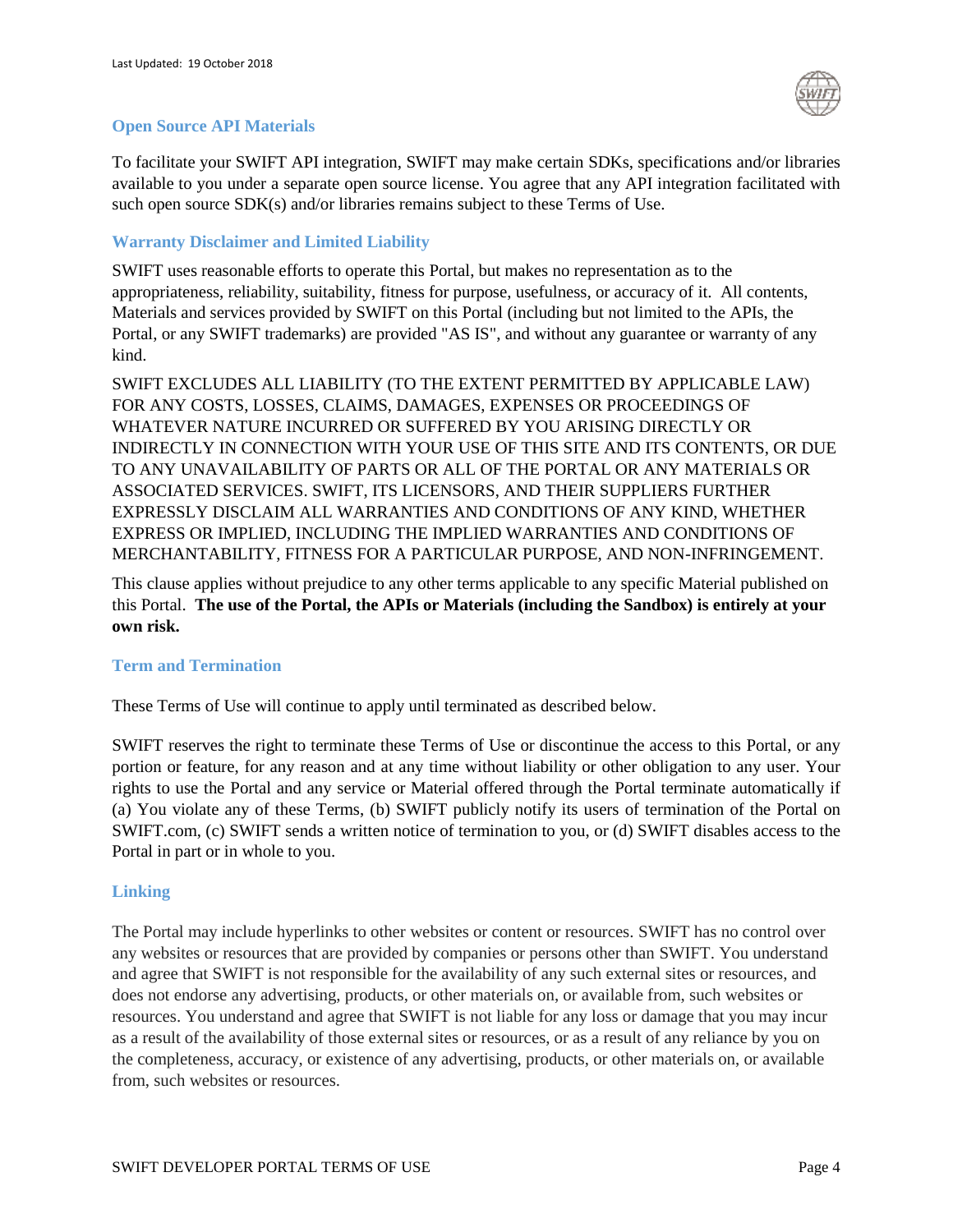## Open Source API Materials

To facilitate your SWIFT API integration, SWIFT may make certain SDKs, specifications and/or libraries available to you under a separate open source license. You agree that any API integration facilitated with such open source SDK(s) and/or libraries remains subject to these Terms of Use.

## Warranty Disclaimer and Limited Liability

SWIFT uses reasonable efforts to operate this Portal, but makes no representation as to the appropriateness, reliability, suitability, fitness for purpose, usefulness, or accuracy of it. All contents, Materials and services provided by SWIFT on this Portal (including but not limited to the APIs, the Portal, or any SWIFT trademarks) are provided "AS IS", and without any guarantee or warranty of any kind.

SWIFT EXCLUDES ALL LIABILITY (TO THE EXTENT PERMITTED BY APPLICABLE LAW) FOR ANY COSTS, LOSSES, CLAIMS, DAMAGES, EXPENSES OR PROCEEDINGS OF WHATEVER NATURE INCURRED OR SUFFERED BY YOU ARISING DIRECTLY OR INDIRECTLY IN CONNECTION WITH YOUR USE OF THIS SITE AND ITS CONTENTS, OR DUE TO ANY UNAVAILABILITY OF PARTS OR ALL OF THE PORTAL OR ANY MATERIALS OR ASSOCIATED SERVICES. SWIFT, ITS LICENSORS, AND THEIR SUPPLIERS FURTHER EXPRESSLY DISCLAIM ALL WARRANTIES AND CONDITIONS OF ANY KIND, WHETHER EXPRESS OR IMPLIED, INCLUDING THE IMPLIED WARRANTIES AND CONDITIONS OF MERCHANTABILITY, FITNESS FOR A PARTICULAR PURPOSE, AND NON-INFRINGEMENT.

This clause applies without prejudice to any other terms applicable to any specific Material published on this Portal. **The use of the Portal, the APIs or Materials (including the Sandbox) is entirely at your own risk.**

## Term and Termination

These Terms of Use will continue to apply until terminated as described below.

SWIFT reserves the right to terminate these Terms of Use or discontinue the access to this Portal, or any portion or feature, for any reason and at any time without liability or other obligation to any user. Your rights to use the Portal and any service or Material offered through the Portal terminate automatically if (a) You violate any of these Terms, (b) SWIFT publicly notify its users of termination of the Portal on SWIFT.com, (c) SWIFT sends a written notice of termination to you, or (d) SWIFT disables access to the Portal in part or in whole to you.

## Linking

The Portal may include hyperlinks to other websites or content or resources. SWIFT has no control over any websites or resources that are provided by companies or persons other than SWIFT. You understand and agree that SWIFT is not responsible for the availability of any such external sites or resources, and does not endorse any advertising, products, or other materials on, or available from, such websites or resources. You understand and agree that SWIFT is not liable for any loss or damage that you may incur as a result of the availability of those external sites or resources, or as a result of any reliance by you on the completeness, accuracy, or existence of any advertising, products, or other materials on, or available from, such websites or resources.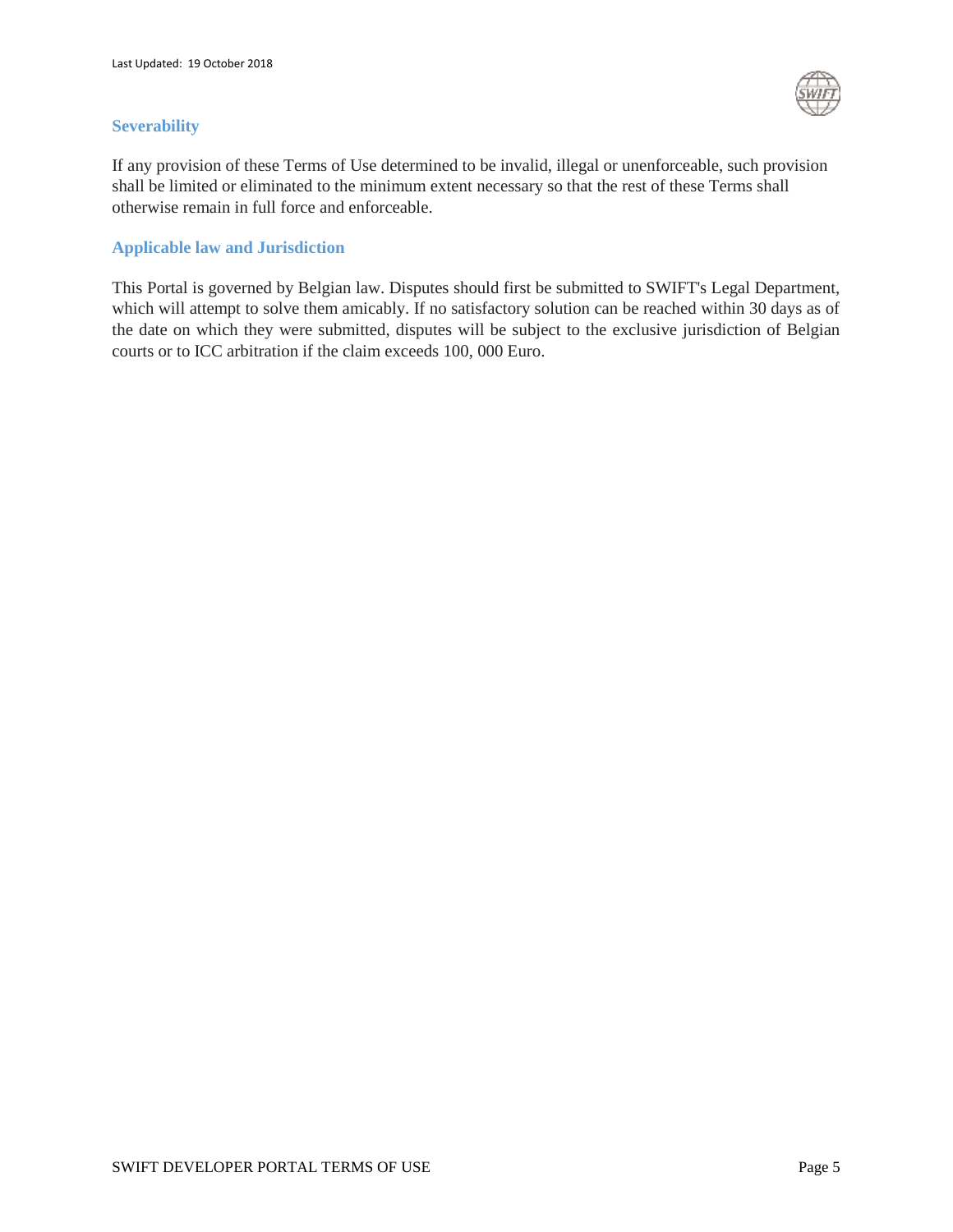## Severability

If any provision of these Terms of Use determined to be invalid, illegal or unenforceable, such provision shall be limited or eliminated to the minimum extent necessary so that the rest of these Terms shall otherwise remain in full force and enforceable.

## Applicable law and Jurisdiction

This Portal is governed by Belgian law. Disputes should first be submitted to SWIFT's Legal Department, which will attempt to solve them amicably. If no satisfactory solution can be reached within 30 days as of the date on which they were submitted, disputes will be subject to the exclusive jurisdiction of Belgian courts or to ICC arbitration if the claim exceeds 100, 000 Euro.